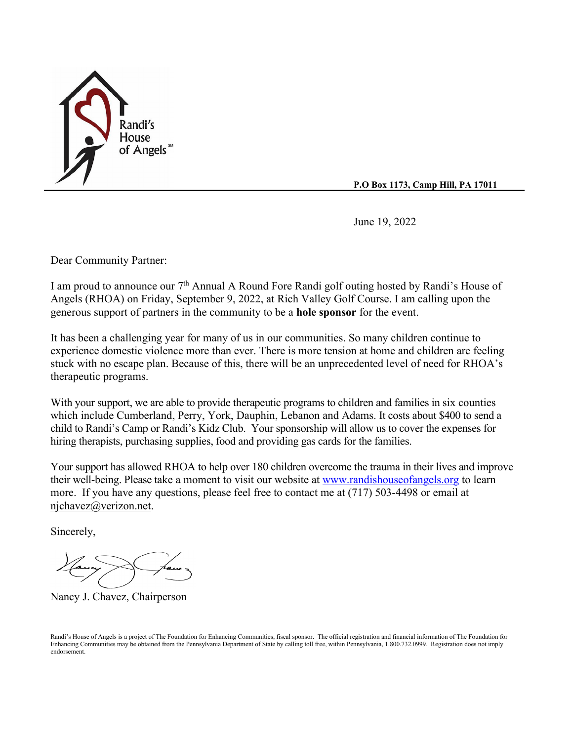Randi's House of Angels℠

**P.O Box 1173, Camp Hill, PA 17011**

June 19, 2022

Dear Community Partner:

I am proud to announce our 7th Annual A Round Fore Randi golf outing hosted by Randi's House of Angels (RHOA) on Friday, September 9, 2022, at Rich Valley Golf Course. I am calling upon the generous support of partners in the community to be a **hole sponsor** for the event.

It has been a challenging year for many of us in our communities. So many children continue to experience domestic violence more than ever. There is more tension at home and children are feeling stuck with no escape plan. Because of this, there will be an unprecedented level of need for RHOA's therapeutic programs.

With your support, we are able to provide therapeutic programs to children and families in six counties which include Cumberland, Perry, York, Dauphin, Lebanon and Adams. It costs about $400 to send a child to Randi's Camp or Randi's Kidz Club. Your sponsorship will allow us to cover the expenses for hiring therapists, purchasing supplies, food and providing gas cards for the families.

Your support has allowed RHOA to help over 180 children overcome the trauma in their lives and improve their well-being. Please take a moment to visit our website at [www.randishouseofangels.org](http://www.randishouseofangels.org) to learn more. If you have any questions, please feel free to contact me at (717) 503-4498 or email at njchavez@verizon.net.

Sincerely,

Nancy J. Chavez, Chairperson

Randi's House of Angels is a project of The Foundation for Enhancing Communities, fiscal sponsor. The official registration and financial information of The Foundation for Enhancing Communities may be obtained from the Pennsylvania Department of State by calling toll free, within Pennsylvania, 1.800.732.0999. Registration does not imply endorsement.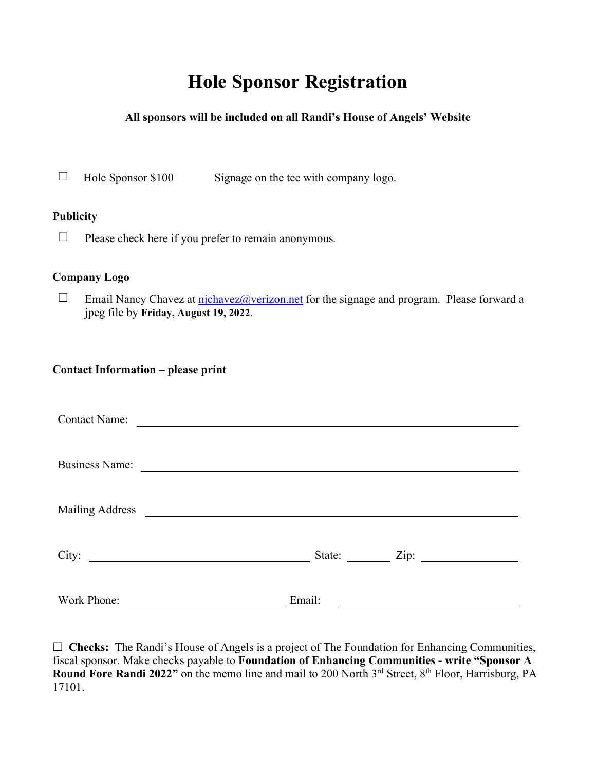# Hole Sponsor Registration

**All sponsors will be included on all Randi's House of Angels' Website**

☐ Hole Sponsor \$100 Signage on the tee with company logo.

**Publicity**

☐ Please check here if you prefer to remain anonymous.

**Company Logo**

☐ Email Nancy Chavez at njchavez@verizon.net for the signage and program. Please forward a jpeg file by **Friday, August 19, 2022**.

**Contact Information – please print**

Contact Name: ______________________________

Business Name: ______________________________

Mailing Address ______________________________

City: ____________________ State: ________ Zip: ____________

Work Phone: ____________________ Email: ____________________

☐ **Checks:** The Randi's House of Angels is a project of The Foundation for Enhancing Communities, fiscal sponsor. Make checks payable to **Foundation of Enhancing Communities - write "Sponsor A Round Fore Randi 2022"** on the memo line and mail to 200 North 3rd Street, 8th Floor, Harrisburg, PA 17101.